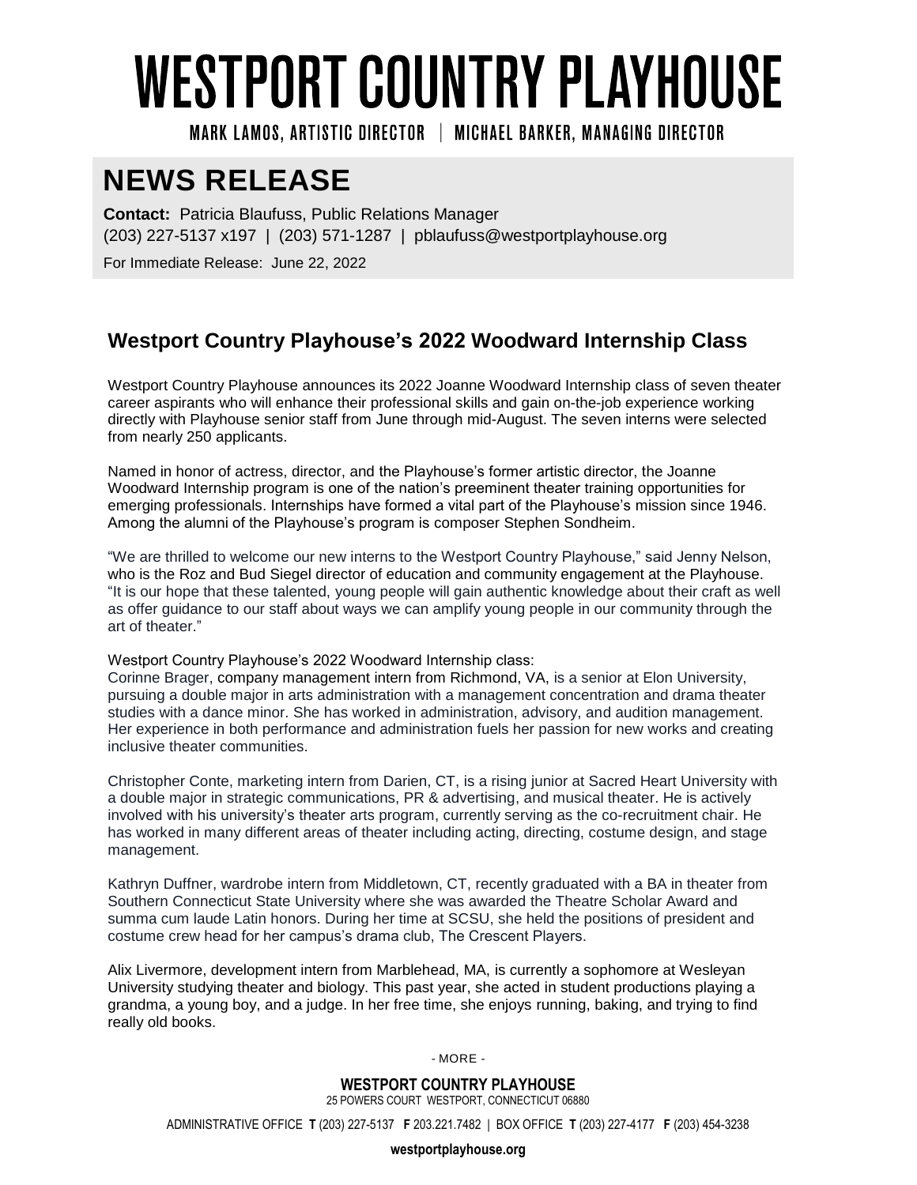# WESTPORT COUNTRY PLAYHOUSE

MARK LAMOS, ARTISTIC DIRECTOR | MICHAEL BARKER, MANAGING DIRECTOR

## NEWS RELEASE

**Contact:** Patricia Blaufuss, Public Relations Manager
(203) 227-5137 x197 | (203) 571-1287 | pblaufuss@westportplayhouse.org

For Immediate Release: June 22, 2022

### Westport Country Playhouse's 2022 Woodward Internship Class

Westport Country Playhouse announces its 2022 Joanne Woodward Internship class of seven theater career aspirants who will enhance their professional skills and gain on-the-job experience working directly with Playhouse senior staff from June through mid-August. The seven interns were selected from nearly 250 applicants.

Named in honor of actress, director, and the Playhouse's former artistic director, the Joanne Woodward Internship program is one of the nation's preeminent theater training opportunities for emerging professionals. Internships have formed a vital part of the Playhouse's mission since 1946. Among the alumni of the Playhouse's program is composer Stephen Sondheim.

"We are thrilled to welcome our new interns to the Westport Country Playhouse," said Jenny Nelson, who is the Roz and Bud Siegel director of education and community engagement at the Playhouse. "It is our hope that these talented, young people will gain authentic knowledge about their craft as well as offer guidance to our staff about ways we can amplify young people in our community through the art of theater."

Westport Country Playhouse's 2022 Woodward Internship class:
Corinne Brager, company management intern from Richmond, VA, is a senior at Elon University, pursuing a double major in arts administration with a management concentration and drama theater studies with a dance minor. She has worked in administration, advisory, and audition management. Her experience in both performance and administration fuels her passion for new works and creating inclusive theater communities.

Christopher Conte, marketing intern from Darien, CT, is a rising junior at Sacred Heart University with a double major in strategic communications, PR & advertising, and musical theater. He is actively involved with his university's theater arts program, currently serving as the co-recruitment chair. He has worked in many different areas of theater including acting, directing, costume design, and stage management.

Kathryn Duffner, wardrobe intern from Middletown, CT, recently graduated with a BA in theater from Southern Connecticut State University where she was awarded the Theatre Scholar Award and summa cum laude Latin honors. During her time at SCSU, she held the positions of president and costume crew head for her campus's drama club, The Crescent Players.

Alix Livermore, development intern from Marblehead, MA, is currently a sophomore at Wesleyan University studying theater and biology. This past year, she acted in student productions playing a grandma, a young boy, and a judge. In her free time, she enjoys running, baking, and trying to find really old books.

- MORE -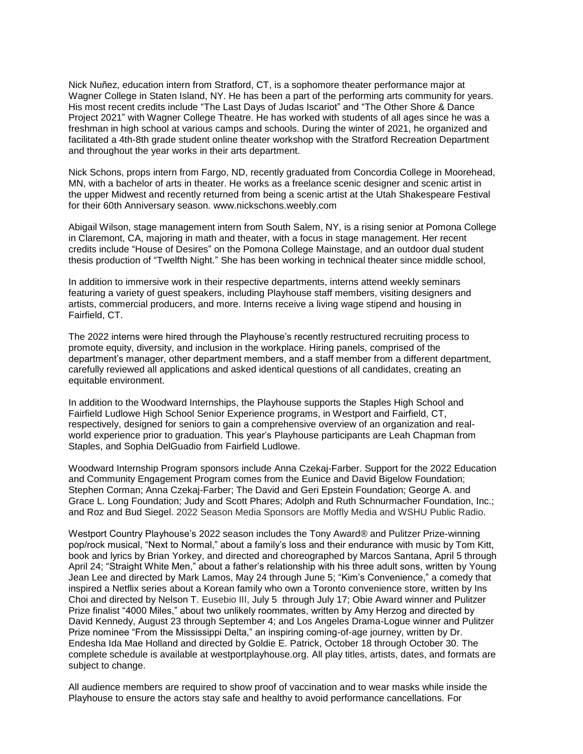Nick Nuñez, education intern from Stratford, CT, is a sophomore theater performance major at Wagner College in Staten Island, NY. He has been a part of the performing arts community for years. His most recent credits include "The Last Days of Judas Iscariot" and "The Other Shore & Dance Project 2021" with Wagner College Theatre. He has worked with students of all ages since he was a freshman in high school at various camps and schools. During the winter of 2021, he organized and facilitated a 4th-8th grade student online theater workshop with the Stratford Recreation Department and throughout the year works in their arts department.

Nick Schons, props intern from Fargo, ND, recently graduated from Concordia College in Moorehead, MN, with a bachelor of arts in theater. He works as a freelance scenic designer and scenic artist in the upper Midwest and recently returned from being a scenic artist at the Utah Shakespeare Festival for their 60th Anniversary season. www.nickschons.weebly.com

Abigail Wilson, stage management intern from South Salem, NY, is a rising senior at Pomona College in Claremont, CA, majoring in math and theater, with a focus in stage management. Her recent credits include "House of Desires" on the Pomona College Mainstage, and an outdoor dual student thesis production of "Twelfth Night." She has been working in technical theater since middle school,

In addition to immersive work in their respective departments, interns attend weekly seminars featuring a variety of guest speakers, including Playhouse staff members, visiting designers and artists, commercial producers, and more. Interns receive a living wage stipend and housing in Fairfield, CT.

The 2022 interns were hired through the Playhouse's recently restructured recruiting process to promote equity, diversity, and inclusion in the workplace. Hiring panels, comprised of the department's manager, other department members, and a staff member from a different department, carefully reviewed all applications and asked identical questions of all candidates, creating an equitable environment.

In addition to the Woodward Internships, the Playhouse supports the Staples High School and Fairfield Ludlowe High School Senior Experience programs, in Westport and Fairfield, CT, respectively, designed for seniors to gain a comprehensive overview of an organization and real-world experience prior to graduation. This year's Playhouse participants are Leah Chapman from Staples, and Sophia DelGuadio from Fairfield Ludlowe.

Woodward Internship Program sponsors include Anna Czekaj-Farber. Support for the 2022 Education and Community Engagement Program comes from the Eunice and David Bigelow Foundation; Stephen Corman; Anna Czekaj-Farber; The David and Geri Epstein Foundation; George A. and Grace L. Long Foundation; Judy and Scott Phares; Adolph and Ruth Schnurmacher Foundation, Inc.; and Roz and Bud Siegel. 2022 Season Media Sponsors are Moffly Media and WSHU Public Radio.

Westport Country Playhouse's 2022 season includes the Tony Award® and Pulitzer Prize-winning pop/rock musical, "Next to Normal," about a family's loss and their endurance with music by Tom Kitt, book and lyrics by Brian Yorkey, and directed and choreographed by Marcos Santana, April 5 through April 24; "Straight White Men," about a father's relationship with his three adult sons, written by Young Jean Lee and directed by Mark Lamos, May 24 through June 5; "Kim's Convenience," a comedy that inspired a Netflix series about a Korean family who own a Toronto convenience store, written by Ins Choi and directed by Nelson T. Eusebio III, July 5 through July 17; Obie Award winner and Pulitzer Prize finalist "4000 Miles," about two unlikely roommates, written by Amy Herzog and directed by David Kennedy, August 23 through September 4; and Los Angeles Drama-Logue winner and Pulitzer Prize nominee "From the Mississippi Delta," an inspiring coming-of-age journey, written by Dr. Endesha Ida Mae Holland and directed by Goldie E. Patrick, October 18 through October 30. The complete schedule is available at westportplayhouse.org. All play titles, artists, dates, and formats are subject to change.

All audience members are required to show proof of vaccination and to wear masks while inside the Playhouse to ensure the actors stay safe and healthy to avoid performance cancellations. For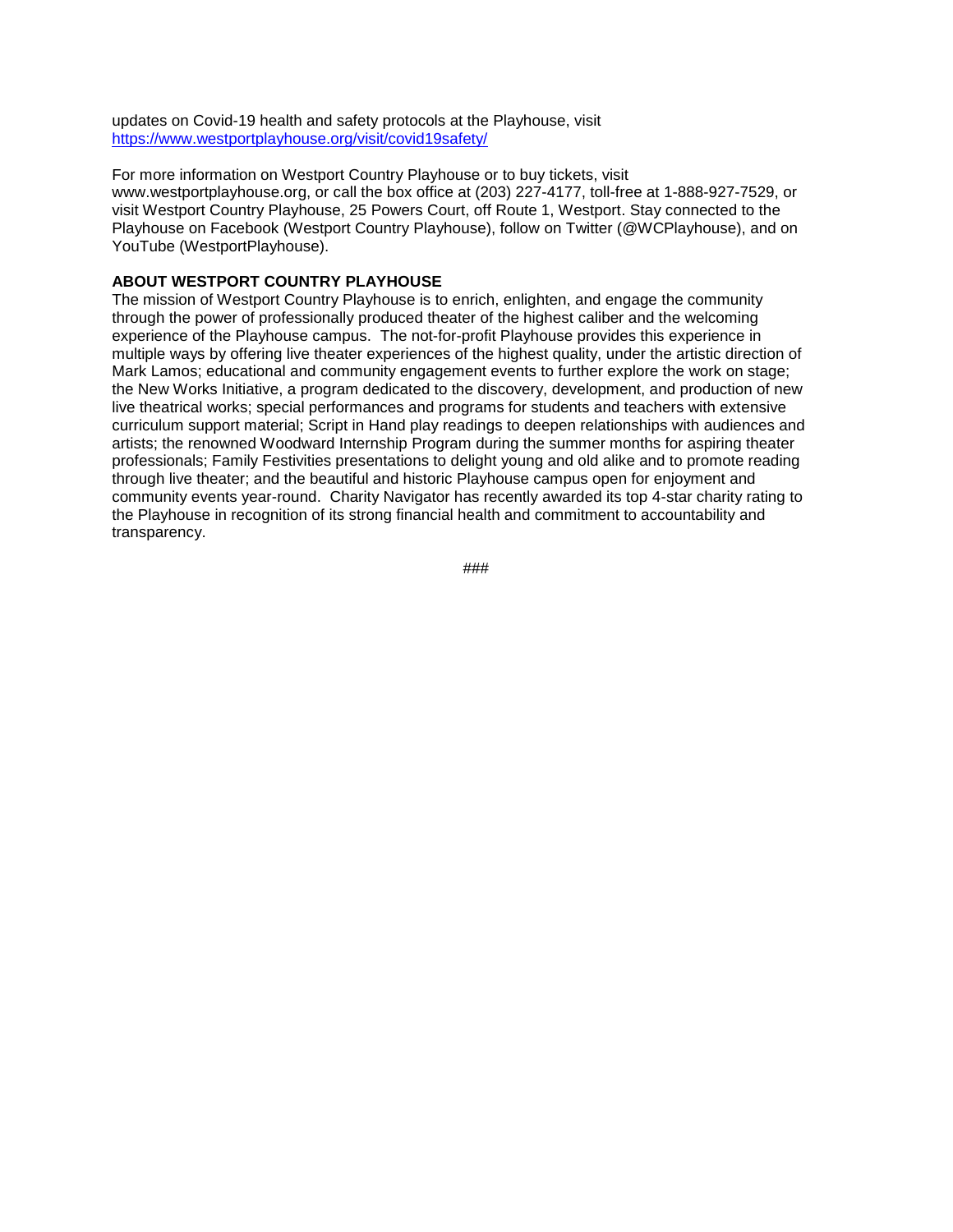updates on Covid-19 health and safety protocols at the Playhouse, visit https://www.westportplayhouse.org/visit/covid19safety/

For more information on Westport Country Playhouse or to buy tickets, visit www.westportplayhouse.org, or call the box office at (203) 227-4177, toll-free at 1-888-927-7529, or visit Westport Country Playhouse, 25 Powers Court, off Route 1, Westport. Stay connected to the Playhouse on Facebook (Westport Country Playhouse), follow on Twitter (@WCPlayhouse), and on YouTube (WestportPlayhouse).

**ABOUT WESTPORT COUNTRY PLAYHOUSE**

The mission of Westport Country Playhouse is to enrich, enlighten, and engage the community through the power of professionally produced theater of the highest caliber and the welcoming experience of the Playhouse campus. The not-for-profit Playhouse provides this experience in multiple ways by offering live theater experiences of the highest quality, under the artistic direction of Mark Lamos; educational and community engagement events to further explore the work on stage; the New Works Initiative, a program dedicated to the discovery, development, and production of new live theatrical works; special performances and programs for students and teachers with extensive curriculum support material; Script in Hand play readings to deepen relationships with audiences and artists; the renowned Woodward Internship Program during the summer months for aspiring theater professionals; Family Festivities presentations to delight young and old alike and to promote reading through live theater; and the beautiful and historic Playhouse campus open for enjoyment and community events year-round. Charity Navigator has recently awarded its top 4-star charity rating to the Playhouse in recognition of its strong financial health and commitment to accountability and transparency.

###